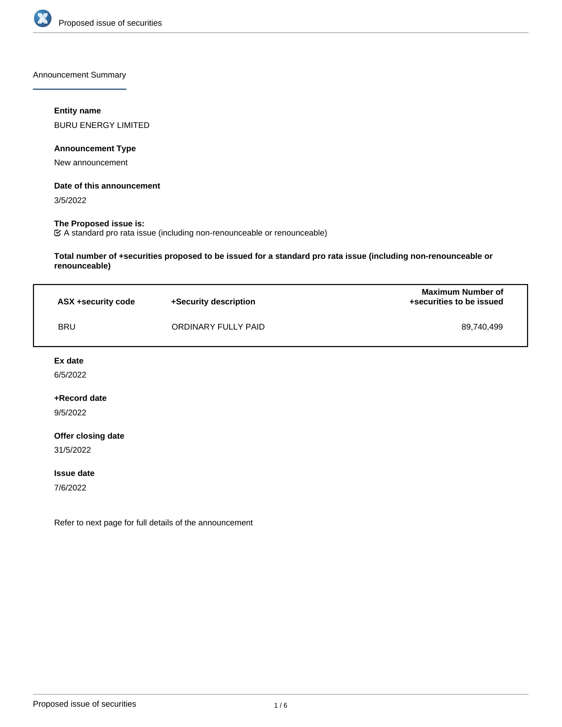Announcement Summary

**Entity name**

BURU ENERGY LIMITED

**Announcement Type**

New announcement

**Date of this announcement**

3/5/2022

**The Proposed issue is:**

☑ A standard pro rata issue (including non-renounceable or renounceable)

**Total number of +securities proposed to be issued for a standard pro rata issue (including non-renounceable or renounceable)**

| ASX +security code | +Security description | Maximum Number of +securities to be issued |
|---|---|---|
| BRU | ORDINARY FULLY PAID | 89,740,499 |

**Ex date**

6/5/2022

**+Record date**

9/5/2022

**Offer closing date**

31/5/2022

**Issue date**

7/6/2022

Refer to next page for full details of the announcement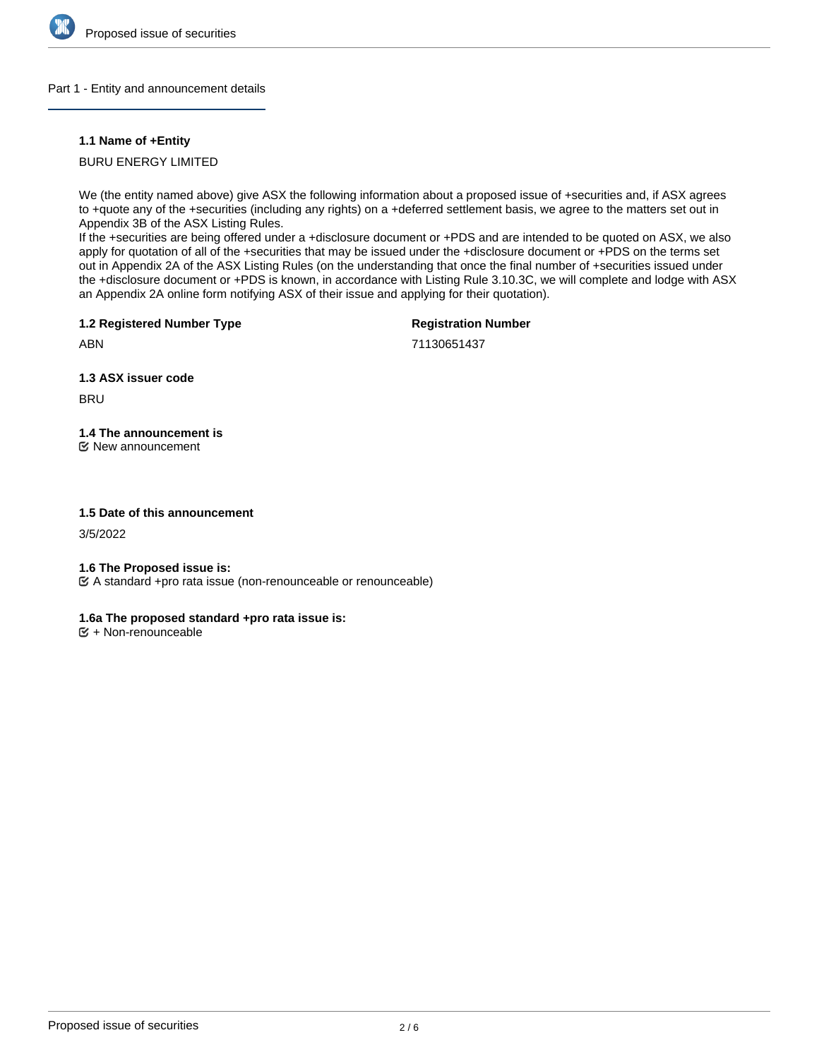## Part 1 - Entity and announcement details

### 1.1 Name of +Entity

BURU ENERGY LIMITED

We (the entity named above) give ASX the following information about a proposed issue of +securities and, if ASX agrees to +quote any of the +securities (including any rights) on a +deferred settlement basis, we agree to the matters set out in Appendix 3B of the ASX Listing Rules.
If the +securities are being offered under a +disclosure document or +PDS and are intended to be quoted on ASX, we also apply for quotation of all of the +securities that may be issued under the +disclosure document or +PDS on the terms set out in Appendix 2A of the ASX Listing Rules (on the understanding that once the final number of +securities issued under the +disclosure document or +PDS is known, in accordance with Listing Rule 3.10.3C, we will complete and lodge with ASX an Appendix 2A online form notifying ASX of their issue and applying for their quotation).

### 1.2 Registered Number Type

ABN

**Registration Number**

71130651437

### 1.3 ASX issuer code

BRU

### 1.4 The announcement is

☑ New announcement

### 1.5 Date of this announcement

3/5/2022

### 1.6 The Proposed issue is:

☑ A standard +pro rata issue (non-renounceable or renounceable)

### 1.6a The proposed standard +pro rata issue is:

☑ + Non-renounceable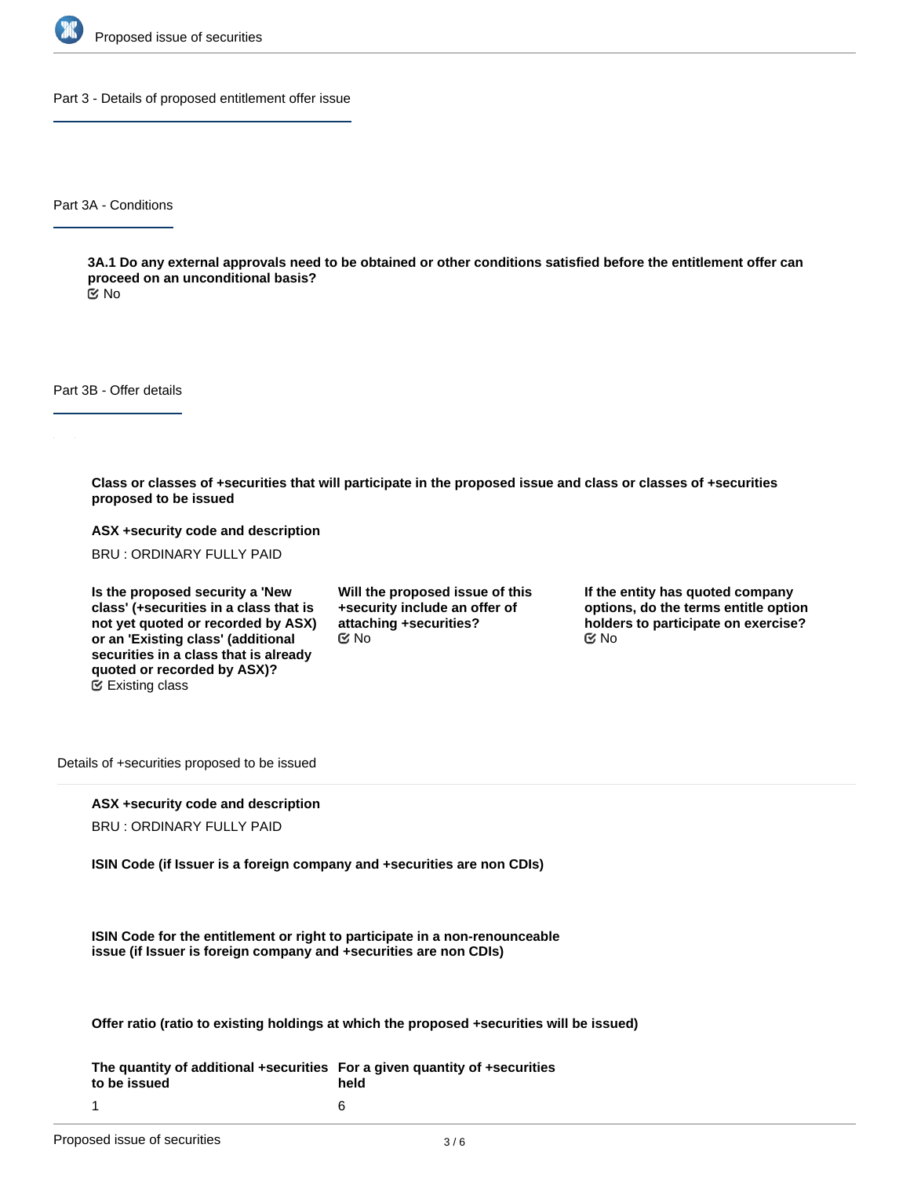## Part 3 - Details of proposed entitlement offer issue

### Part 3A - Conditions

**3A.1 Do any external approvals need to be obtained or other conditions satisfied before the entitlement offer can proceed on an unconditional basis?**

No

### Part 3B - Offer details

**Class or classes of +securities that will participate in the proposed issue and class or classes of +securities proposed to be issued**

**ASX +security code and description**

BRU : ORDINARY FULLY PAID

**Is the proposed security a 'New class' (+securities in a class that is not yet quoted or recorded by ASX) or an 'Existing class' (additional securities in a class that is already quoted or recorded by ASX)?**

Existing class

**Will the proposed issue of this +security include an offer of attaching +securities?**

No

**If the entity has quoted company options, do the terms entitle option holders to participate on exercise?**

No

#### Details of +securities proposed to be issued

**ASX +security code and description**

BRU : ORDINARY FULLY PAID

**ISIN Code (if Issuer is a foreign company and +securities are non CDIs)**

**ISIN Code for the entitlement or right to participate in a non-renounceable issue (if Issuer is foreign company and +securities are non CDIs)**

**Offer ratio (ratio to existing holdings at which the proposed +securities will be issued)**

| The quantity of additional +securities to be issued | For a given quantity of +securities held |
| --- | --- |
| 1 | 6 |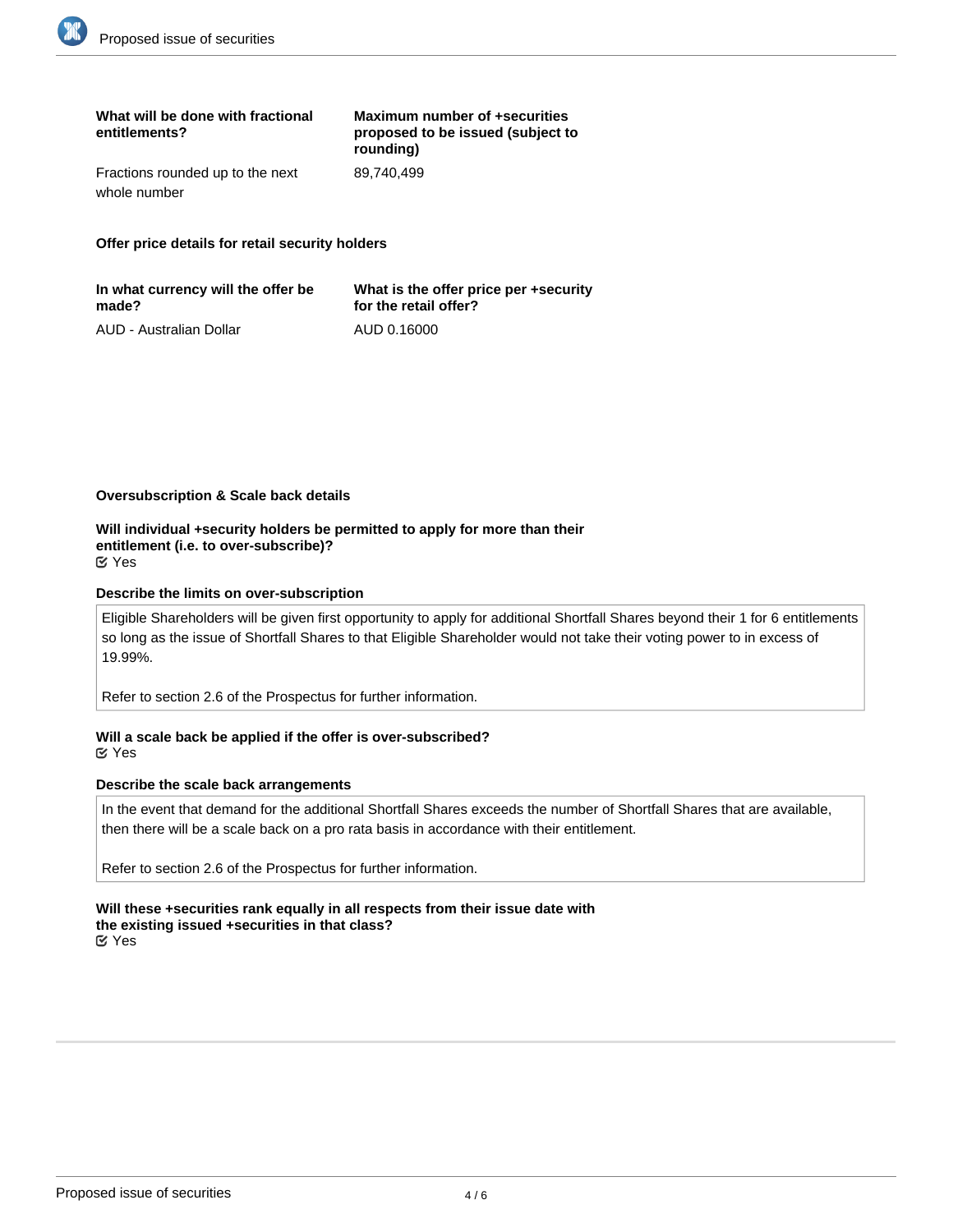| What will be done with fractional entitlements? | Maximum number of +securities proposed to be issued (subject to rounding) |
| --- | --- |
| Fractions rounded up to the next whole number | 89,740,499 |

**Offer price details for retail security holders**

| In what currency will the offer be made? | What is the offer price per +security for the retail offer? |
| --- | --- |
| AUD - Australian Dollar | AUD 0.16000 |

**Oversubscription & Scale back details**

**Will individual +security holders be permitted to apply for more than their entitlement (i.e. to over-subscribe)?**
☑ Yes

**Describe the limits on over-subscription**

Eligible Shareholders will be given first opportunity to apply for additional Shortfall Shares beyond their 1 for 6 entitlements so long as the issue of Shortfall Shares to that Eligible Shareholder would not take their voting power to in excess of 19.99%.

Refer to section 2.6 of the Prospectus for further information.

**Will a scale back be applied if the offer is over-subscribed?**
☑ Yes

**Describe the scale back arrangements**

In the event that demand for the additional Shortfall Shares exceeds the number of Shortfall Shares that are available, then there will be a scale back on a pro rata basis in accordance with their entitlement.

Refer to section 2.6 of the Prospectus for further information.

**Will these +securities rank equally in all respects from their issue date with the existing issued +securities in that class?**
☑ Yes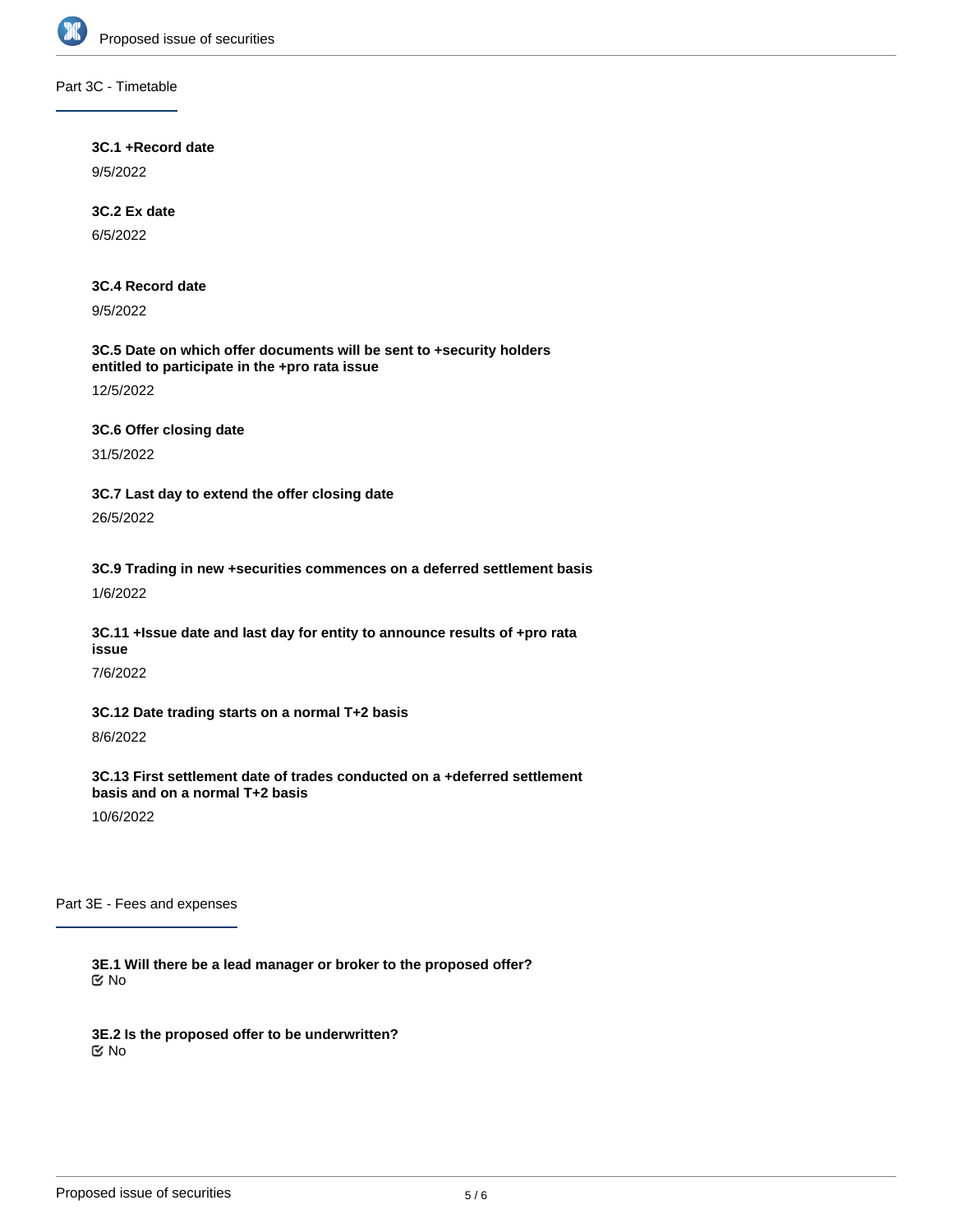## Part 3C - Timetable

**3C.1 +Record date**

9/5/2022

**3C.2 Ex date**

6/5/2022

**3C.4 Record date**

9/5/2022

**3C.5 Date on which offer documents will be sent to +security holders entitled to participate in the +pro rata issue**

12/5/2022

**3C.6 Offer closing date**

31/5/2022

**3C.7 Last day to extend the offer closing date**

26/5/2022

**3C.9 Trading in new +securities commences on a deferred settlement basis**

1/6/2022

**3C.11 +Issue date and last day for entity to announce results of +pro rata issue**

7/6/2022

**3C.12 Date trading starts on a normal T+2 basis**

8/6/2022

**3C.13 First settlement date of trades conducted on a +deferred settlement basis and on a normal T+2 basis**

10/6/2022

## Part 3E - Fees and expenses

**3E.1 Will there be a lead manager or broker to the proposed offer?**

☑ No

**3E.2 Is the proposed offer to be underwritten?**

☑ No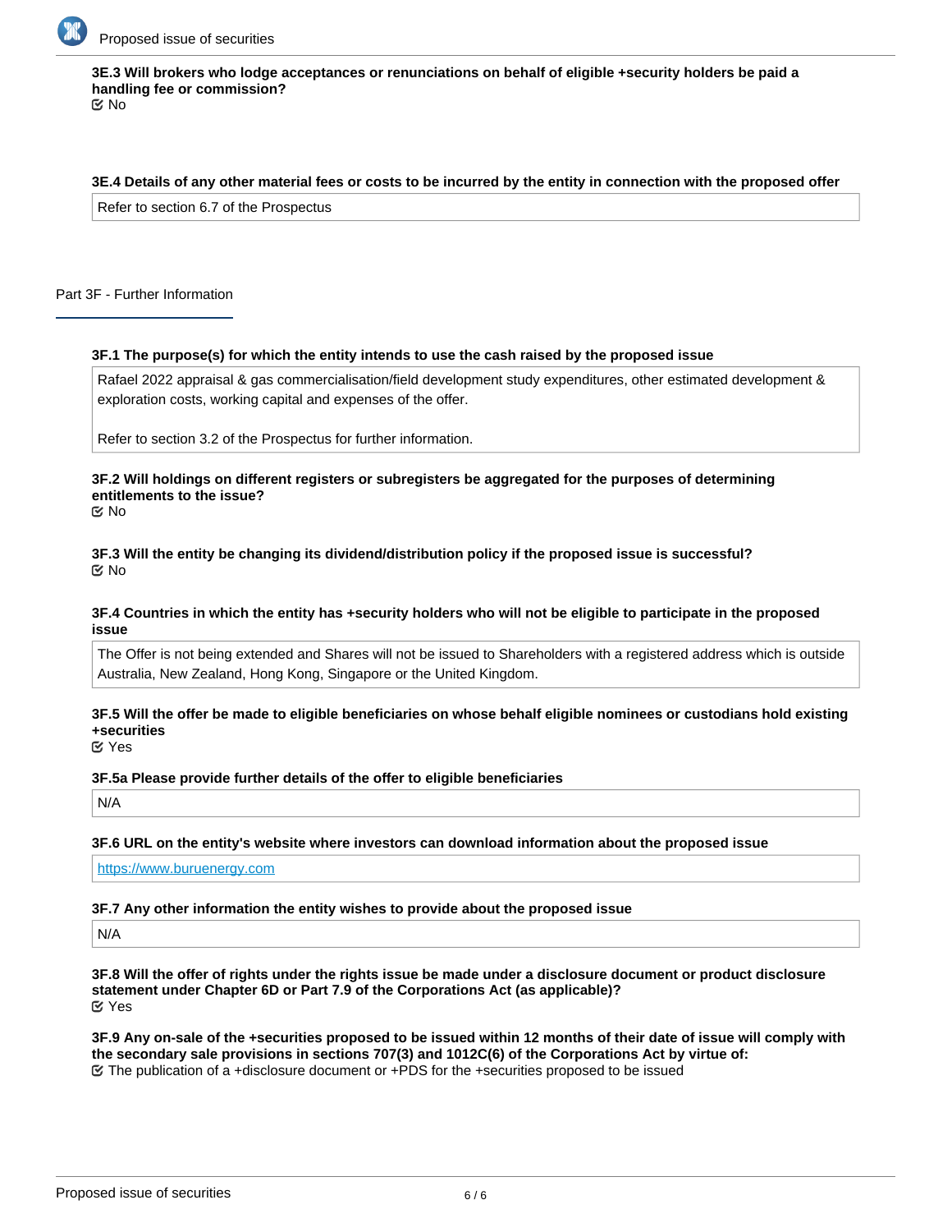**3E.3 Will brokers who lodge acceptances or renunciations on behalf of eligible +security holders be paid a handling fee or commission?**

☑ No

**3E.4 Details of any other material fees or costs to be incurred by the entity in connection with the proposed offer**

Refer to section 6.7 of the Prospectus

## Part 3F - Further Information

**3F.1 The purpose(s) for which the entity intends to use the cash raised by the proposed issue**

Rafael 2022 appraisal & gas commercialisation/field development study expenditures, other estimated development & exploration costs, working capital and expenses of the offer.

Refer to section 3.2 of the Prospectus for further information.

**3F.2 Will holdings on different registers or subregisters be aggregated for the purposes of determining entitlements to the issue?**

☑ No

**3F.3 Will the entity be changing its dividend/distribution policy if the proposed issue is successful?**

☑ No

**3F.4 Countries in which the entity has +security holders who will not be eligible to participate in the proposed issue**

The Offer is not being extended and Shares will not be issued to Shareholders with a registered address which is outside Australia, New Zealand, Hong Kong, Singapore or the United Kingdom.

**3F.5 Will the offer be made to eligible beneficiaries on whose behalf eligible nominees or custodians hold existing +securities**

☑ Yes

**3F.5a Please provide further details of the offer to eligible beneficiaries**

N/A

**3F.6 URL on the entity's website where investors can download information about the proposed issue**

https://www.buruenergy.com

**3F.7 Any other information the entity wishes to provide about the proposed issue**

N/A

**3F.8 Will the offer of rights under the rights issue be made under a disclosure document or product disclosure statement under Chapter 6D or Part 7.9 of the Corporations Act (as applicable)?**

☑ Yes

**3F.9 Any on-sale of the +securities proposed to be issued within 12 months of their date of issue will comply with the secondary sale provisions in sections 707(3) and 1012C(6) of the Corporations Act by virtue of:**

☑ The publication of a +disclosure document or +PDS for the +securities proposed to be issued